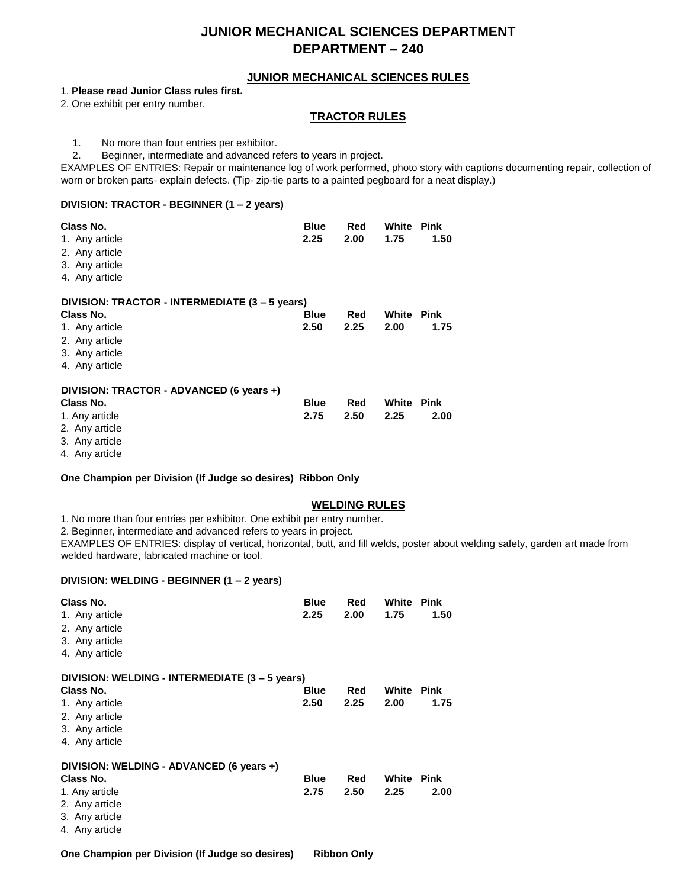# JUNIOR MECHANICAL SCIENCES DEPARTMENT
# DEPARTMENT – 240

## JUNIOR MECHANICAL SCIENCES RULES

1. **Please read Junior Class rules first.**
2. One exhibit per entry number.

## TRACTOR RULES

1. No more than four entries per exhibitor.
2. Beginner, intermediate and advanced refers to years in project.

EXAMPLES OF ENTRIES: Repair or maintenance log of work performed, photo story with captions documenting repair, collection of worn or broken parts- explain defects. (Tip- zip-tie parts to a painted pegboard for a neat display.)

### DIVISION: TRACTOR - BEGINNER (1 – 2 years)

| Class No. | Blue | Red | White | Pink |
|---|---|---|---|---|
| 1. Any article | 2.25 | 2.00 | 1.75 | 1.50 |
| 2. Any article | | | | |
| 3. Any article | | | | |
| 4. Any article | | | | |

### DIVISION: TRACTOR - INTERMEDIATE (3 – 5 years)

| Class No. | Blue | Red | White | Pink |
|---|---|---|---|---|
| 1. Any article | 2.50 | 2.25 | 2.00 | 1.75 |
| 2. Any article | | | | |
| 3. Any article | | | | |
| 4. Any article | | | | |

### DIVISION: TRACTOR - ADVANCED (6 years +)

| Class No. | Blue | Red | White | Pink |
|---|---|---|---|---|
| 1. Any article | 2.75 | 2.50 | 2.25 | 2.00 |
| 2. Any article | | | | |
| 3. Any article | | | | |
| 4. Any article | | | | |

**One Champion per Division (If Judge so desires) Ribbon Only**

## WELDING RULES

1. No more than four entries per exhibitor. One exhibit per entry number.
2. Beginner, intermediate and advanced refers to years in project.

EXAMPLES OF ENTRIES: display of vertical, horizontal, butt, and fill welds, poster about welding safety, garden art made from welded hardware, fabricated machine or tool.

### DIVISION: WELDING - BEGINNER (1 – 2 years)

| Class No. | Blue | Red | White | Pink |
|---|---|---|---|---|
| 1. Any article | 2.25 | 2.00 | 1.75 | 1.50 |
| 2. Any article | | | | |
| 3. Any article | | | | |
| 4. Any article | | | | |

### DIVISION: WELDING - INTERMEDIATE (3 – 5 years)

| Class No. | Blue | Red | White | Pink |
|---|---|---|---|---|
| 1. Any article | 2.50 | 2.25 | 2.00 | 1.75 |
| 2. Any article | | | | |
| 3. Any article | | | | |
| 4. Any article | | | | |

### DIVISION: WELDING - ADVANCED (6 years +)

| Class No. | Blue | Red | White | Pink |
|---|---|---|---|---|
| 1. Any article | 2.75 | 2.50 | 2.25 | 2.00 |
| 2. Any article | | | | |
| 3. Any article | | | | |
| 4. Any article | | | | |

**One Champion per Division (If Judge so desires) Ribbon Only**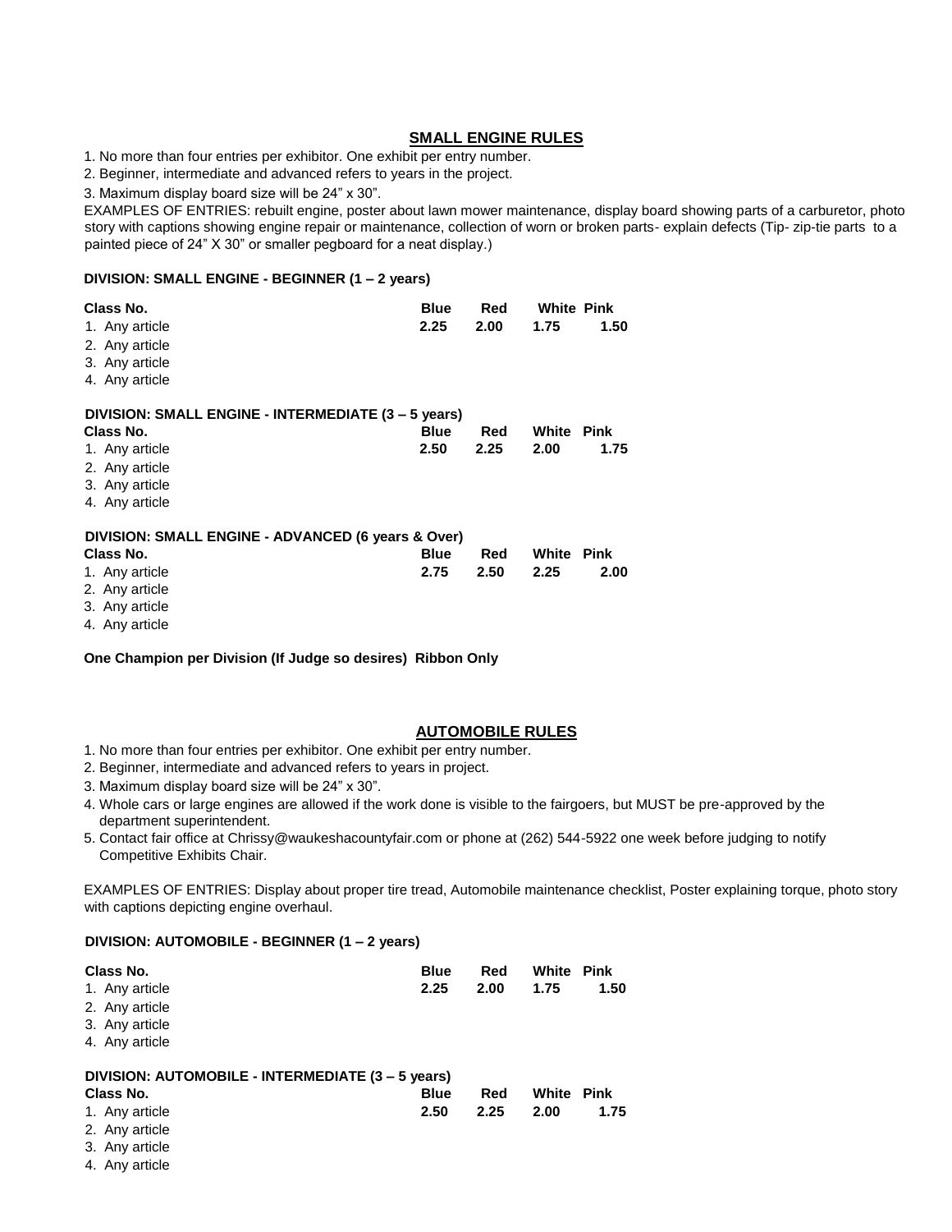## SMALL ENGINE RULES

1. No more than four entries per exhibitor. One exhibit per entry number.
2. Beginner, intermediate and advanced refers to years in the project.
3. Maximum display board size will be 24" x 30".

EXAMPLES OF ENTRIES: rebuilt engine, poster about lawn mower maintenance, display board showing parts of a carburetor, photo story with captions showing engine repair or maintenance, collection of worn or broken parts- explain defects (Tip- zip-tie parts to a painted piece of 24" X 30" or smaller pegboard for a neat display.)

**DIVISION: SMALL ENGINE - BEGINNER (1 – 2 years)**

| Class No. | Blue | Red | White | Pink |
|---|---|---|---|---|
| 1. Any article | 2.25 | 2.00 | 1.75 | 1.50 |
| 2. Any article | | | | |
| 3. Any article | | | | |
| 4. Any article | | | | |

**DIVISION: SMALL ENGINE - INTERMEDIATE (3 – 5 years)**

| Class No. | Blue | Red | White | Pink |
|---|---|---|---|---|
| 1. Any article | 2.50 | 2.25 | 2.00 | 1.75 |
| 2. Any article | | | | |
| 3. Any article | | | | |
| 4. Any article | | | | |

**DIVISION: SMALL ENGINE - ADVANCED (6 years & Over)**

| Class No. | Blue | Red | White | Pink |
|---|---|---|---|---|
| 1. Any article | 2.75 | 2.50 | 2.25 | 2.00 |
| 2. Any article | | | | |
| 3. Any article | | | | |
| 4. Any article | | | | |

**One Champion per Division (If Judge so desires) Ribbon Only**

## AUTOMOBILE RULES

1. No more than four entries per exhibitor. One exhibit per entry number.
2. Beginner, intermediate and advanced refers to years in project.
3. Maximum display board size will be 24" x 30".
4. Whole cars or large engines are allowed if the work done is visible to the fairgoers, but MUST be pre-approved by the department superintendent.
5. Contact fair office at Chrissy@waukeshacountyfair.com or phone at (262) 544-5922 one week before judging to notify Competitive Exhibits Chair.

EXAMPLES OF ENTRIES: Display about proper tire tread, Automobile maintenance checklist, Poster explaining torque, photo story with captions depicting engine overhaul.

**DIVISION: AUTOMOBILE - BEGINNER (1 – 2 years)**

| Class No. | Blue | Red | White | Pink |
|---|---|---|---|---|
| 1. Any article | 2.25 | 2.00 | 1.75 | 1.50 |
| 2. Any article | | | | |
| 3. Any article | | | | |
| 4. Any article | | | | |

**DIVISION: AUTOMOBILE - INTERMEDIATE (3 – 5 years)**

| Class No. | Blue | Red | White | Pink |
|---|---|---|---|---|
| 1. Any article | 2.50 | 2.25 | 2.00 | 1.75 |
| 2. Any article | | | | |
| 3. Any article | | | | |
| 4. Any article | | | | |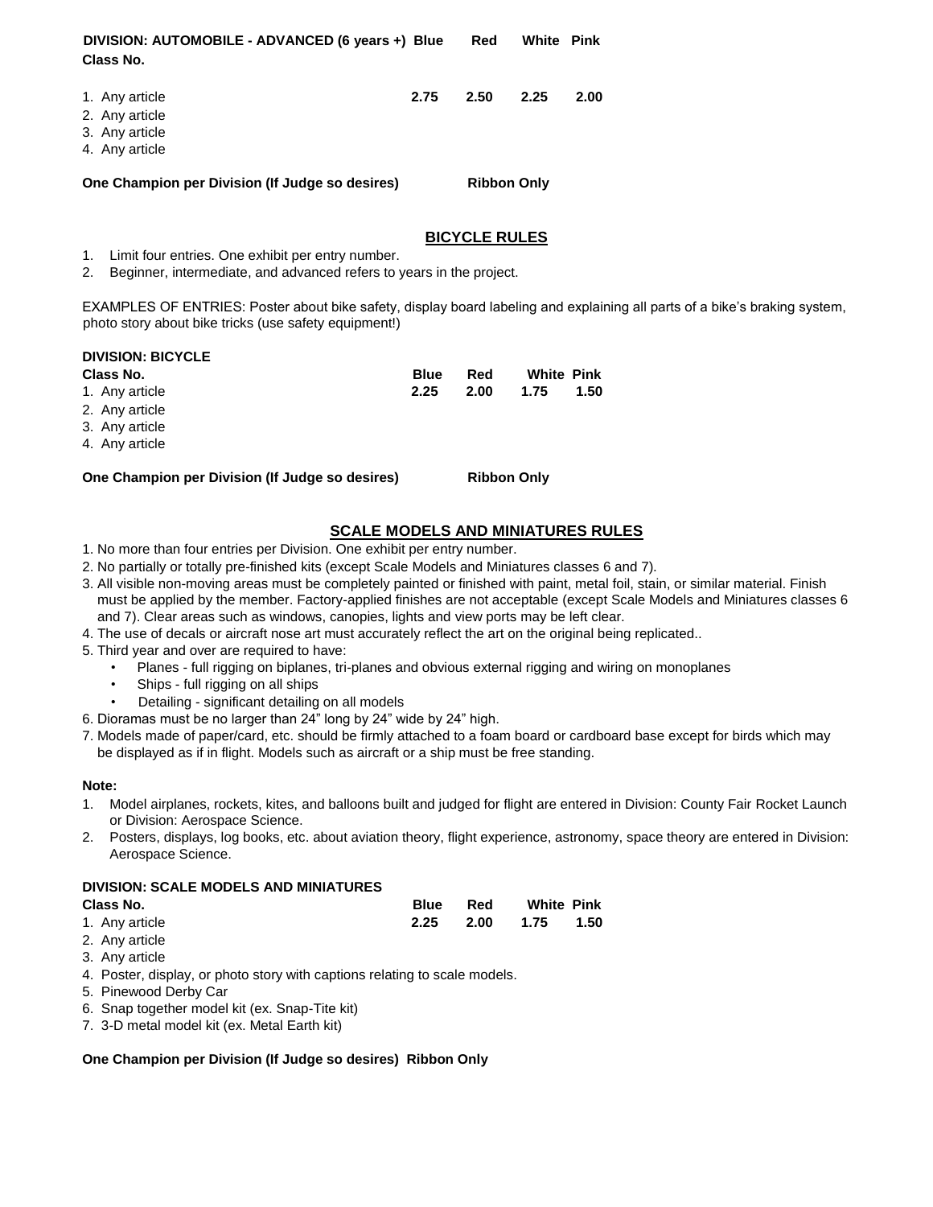| DIVISION: AUTOMOBILE - ADVANCED (6 years +) | Blue | Red | White | Pink |
|---|---|---|---|---|
| **Class No.** | | | | |
| 1. Any article | 2.75 | 2.50 | 2.25 | 2.00 |
| 2. Any article | | | | |
| 3. Any article | | | | |
| 4. Any article | | | | |

**One Champion per Division (If Judge so desires)** **Ribbon Only**

## BICYCLE RULES

1. Limit four entries. One exhibit per entry number.
2. Beginner, intermediate, and advanced refers to years in the project.

EXAMPLES OF ENTRIES: Poster about bike safety, display board labeling and explaining all parts of a bike's braking system, photo story about bike tricks (use safety equipment!)

**DIVISION: BICYCLE**

| Class No. | Blue | Red | White | Pink |
|---|---|---|---|---|
| 1. Any article | 2.25 | 2.00 | 1.75 | 1.50 |
| 2. Any article | | | | |
| 3. Any article | | | | |
| 4. Any article | | | | |

**One Champion per Division (If Judge so desires)** **Ribbon Only**

## SCALE MODELS AND MINIATURES RULES

1. No more than four entries per Division. One exhibit per entry number.
2. No partially or totally pre-finished kits (except Scale Models and Miniatures classes 6 and 7).
3. All visible non-moving areas must be completely painted or finished with paint, metal foil, stain, or similar material. Finish must be applied by the member. Factory-applied finishes are not acceptable (except Scale Models and Miniatures classes 6 and 7). Clear areas such as windows, canopies, lights and view ports may be left clear.
4. The use of decals or aircraft nose art must accurately reflect the art on the original being replicated..
5. Third year and over are required to have:
   - Planes - full rigging on biplanes, tri-planes and obvious external rigging and wiring on monoplanes
   - Ships - full rigging on all ships
   - Detailing - significant detailing on all models
6. Dioramas must be no larger than 24" long by 24" wide by 24" high.
7. Models made of paper/card, etc. should be firmly attached to a foam board or cardboard base except for birds which may be displayed as if in flight. Models such as aircraft or a ship must be free standing.

**Note:**

1. Model airplanes, rockets, kites, and balloons built and judged for flight are entered in Division: County Fair Rocket Launch or Division: Aerospace Science.
2. Posters, displays, log books, etc. about aviation theory, flight experience, astronomy, space theory are entered in Division: Aerospace Science.

**DIVISION: SCALE MODELS AND MINIATURES**

| Class No. | Blue | Red | White | Pink |
|---|---|---|---|---|
| 1. Any article | 2.25 | 2.00 | 1.75 | 1.50 |
| 2. Any article | | | | |
| 3. Any article | | | | |
| 4. Poster, display, or photo story with captions relating to scale models. | | | | |
| 5. Pinewood Derby Car | | | | |
| 6. Snap together model kit (ex. Snap-Tite kit) | | | | |
| 7. 3-D metal model kit (ex. Metal Earth kit) | | | | |

**One Champion per Division (If Judge so desires) Ribbon Only**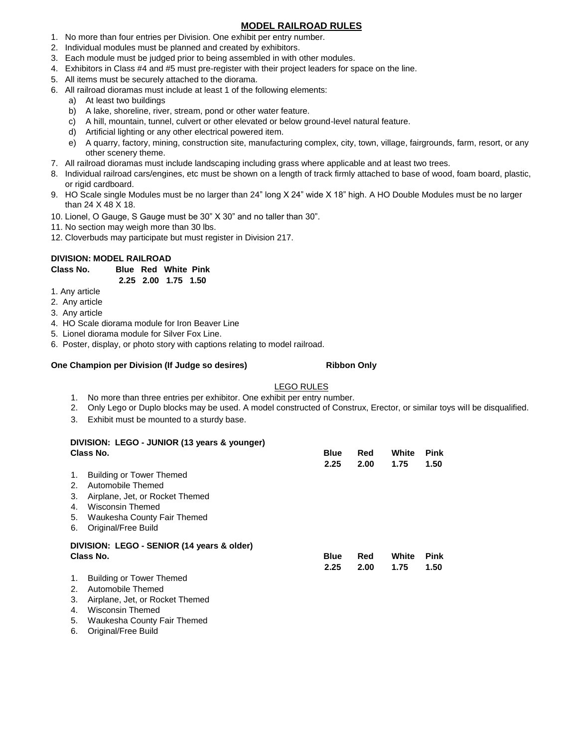## MODEL RAILROAD RULES

1. No more than four entries per Division. One exhibit per entry number.
2. Individual modules must be planned and created by exhibitors.
3. Each module must be judged prior to being assembled in with other modules.
4. Exhibitors in Class #4 and #5 must pre-register with their project leaders for space on the line.
5. All items must be securely attached to the diorama.
6. All railroad dioramas must include at least 1 of the following elements:
   a) At least two buildings
   b) A lake, shoreline, river, stream, pond or other water feature.
   c) A hill, mountain, tunnel, culvert or other elevated or below ground-level natural feature.
   d) Artificial lighting or any other electrical powered item.
   e) A quarry, factory, mining, construction site, manufacturing complex, city, town, village, fairgrounds, farm, resort, or any other scenery theme.
7. All railroad dioramas must include landscaping including grass where applicable and at least two trees.
8. Individual railroad cars/engines, etc must be shown on a length of track firmly attached to base of wood, foam board, plastic, or rigid cardboard.
9. HO Scale single Modules must be no larger than 24" long X 24" wide X 18" high. A HO Double Modules must be no larger than 24 X 48 X 18.
10. Lionel, O Gauge, S Gauge must be 30" X 30" and no taller than 30".
11. No section may weigh more than 30 lbs.
12. Cloverbuds may participate but must register in Division 217.

**DIVISION: MODEL RAILROAD**

| Class No. | Blue | Red | White | Pink |
|---|---|---|---|---|
| | 2.25 | 2.00 | 1.75 | 1.50 |

1. Any article
2. Any article
3. Any article
4. HO Scale diorama module for Iron Beaver Line
5. Lionel diorama module for Silver Fox Line.
6. Poster, display, or photo story with captions relating to model railroad.

**One Champion per Division (If Judge so desires) Ribbon Only**

LEGO RULES

1. No more than three entries per exhibitor. One exhibit per entry number.
2. Only Lego or Duplo blocks may be used. A model constructed of Construx, Erector, or similar toys will be disqualified.
3. Exhibit must be mounted to a sturdy base.

**DIVISION: LEGO - JUNIOR (13 years & younger)**

| Class No. | Blue | Red | White | Pink |
|---|---|---|---|---|
| | 2.25 | 2.00 | 1.75 | 1.50 |

1. Building or Tower Themed
2. Automobile Themed
3. Airplane, Jet, or Rocket Themed
4. Wisconsin Themed
5. Waukesha County Fair Themed
6. Original/Free Build

**DIVISION: LEGO - SENIOR (14 years & older)**

| Class No. | Blue | Red | White | Pink |
|---|---|---|---|---|
| | 2.25 | 2.00 | 1.75 | 1.50 |

1. Building or Tower Themed
2. Automobile Themed
3. Airplane, Jet, or Rocket Themed
4. Wisconsin Themed
5. Waukesha County Fair Themed
6. Original/Free Build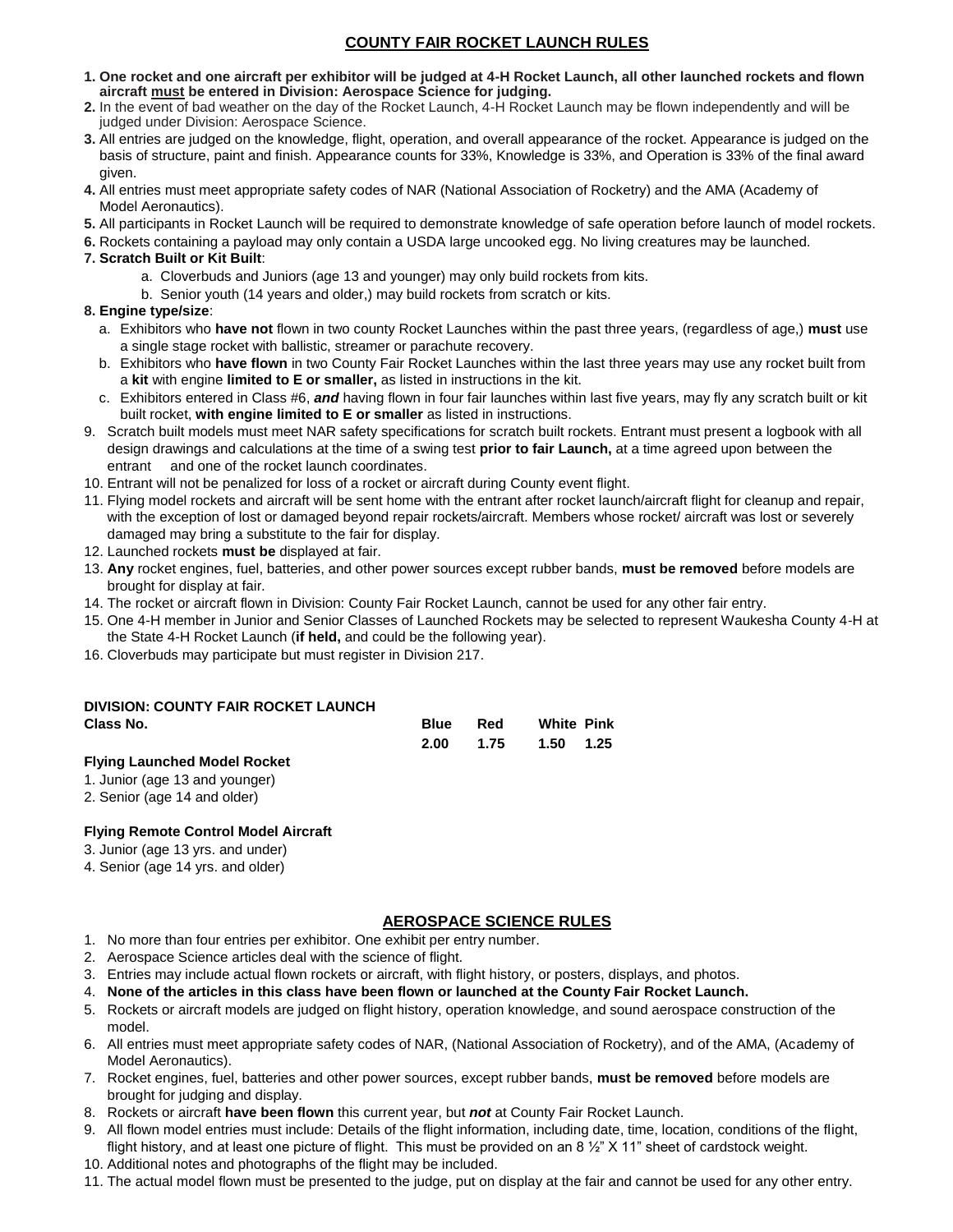## COUNTY FAIR ROCKET LAUNCH RULES

1. **One rocket and one aircraft per exhibitor will be judged at 4-H Rocket Launch, all other launched rockets and flown aircraft must be entered in Division: Aerospace Science for judging.**
2. In the event of bad weather on the day of the Rocket Launch, 4-H Rocket Launch may be flown independently and will be judged under Division: Aerospace Science.
3. All entries are judged on the knowledge, flight, operation, and overall appearance of the rocket. Appearance is judged on the basis of structure, paint and finish. Appearance counts for 33%, Knowledge is 33%, and Operation is 33% of the final award given.
4. All entries must meet appropriate safety codes of NAR (National Association of Rocketry) and the AMA (Academy of Model Aeronautics).
5. All participants in Rocket Launch will be required to demonstrate knowledge of safe operation before launch of model rockets.
6. Rockets containing a payload may only contain a USDA large uncooked egg. No living creatures may be launched.
7. **Scratch Built or Kit Built**:
   a. Cloverbuds and Juniors (age 13 and younger) may only build rockets from kits.
   b. Senior youth (14 years and older,) may build rockets from scratch or kits.
8. **Engine type/size**:
   a. Exhibitors who **have not** flown in two county Rocket Launches within the past three years, (regardless of age,) **must** use a single stage rocket with ballistic, streamer or parachute recovery.
   b. Exhibitors who **have flown** in two County Fair Rocket Launches within the last three years may use any rocket built from a **kit** with engine **limited to E or smaller,** as listed in instructions in the kit.
   c. Exhibitors entered in Class #6, ***and*** having flown in four fair launches within last five years, may fly any scratch built or kit built rocket, **with engine limited to E or smaller** as listed in instructions.
9. Scratch built models must meet NAR safety specifications for scratch built rockets. Entrant must present a logbook with all design drawings and calculations at the time of a swing test **prior to fair Launch,** at a time agreed upon between the entrant and one of the rocket launch coordinates.
10. Entrant will not be penalized for loss of a rocket or aircraft during County event flight.
11. Flying model rockets and aircraft will be sent home with the entrant after rocket launch/aircraft flight for cleanup and repair, with the exception of lost or damaged beyond repair rockets/aircraft. Members whose rocket/ aircraft was lost or severely damaged may bring a substitute to the fair for display.
12. Launched rockets **must be** displayed at fair.
13. **Any** rocket engines, fuel, batteries, and other power sources except rubber bands, **must be removed** before models are brought for display at fair.
14. The rocket or aircraft flown in Division: County Fair Rocket Launch, cannot be used for any other fair entry.
15. One 4-H member in Junior and Senior Classes of Launched Rockets may be selected to represent Waukesha County 4-H at the State 4-H Rocket Launch (**if held,** and could be the following year).
16. Cloverbuds may participate but must register in Division 217.

**DIVISION: COUNTY FAIR ROCKET LAUNCH**

| Class No. | Blue | Red | White | Pink |
|---|---|---|---|---|
| | 2.00 | 1.75 | 1.50 | 1.25 |

**Flying Launched Model Rocket**

1. Junior (age 13 and younger)
2. Senior (age 14 and older)

**Flying Remote Control Model Aircraft**

3. Junior (age 13 yrs. and under)
4. Senior (age 14 yrs. and older)

## AEROSPACE SCIENCE RULES

1. No more than four entries per exhibitor. One exhibit per entry number.
2. Aerospace Science articles deal with the science of flight.
3. Entries may include actual flown rockets or aircraft, with flight history, or posters, displays, and photos.
4. **None of the articles in this class have been flown or launched at the County Fair Rocket Launch.**
5. Rockets or aircraft models are judged on flight history, operation knowledge, and sound aerospace construction of the model.
6. All entries must meet appropriate safety codes of NAR, (National Association of Rocketry), and of the AMA, (Academy of Model Aeronautics).
7. Rocket engines, fuel, batteries and other power sources, except rubber bands, **must be removed** before models are brought for judging and display.
8. Rockets or aircraft **have been flown** this current year, but ***not*** at County Fair Rocket Launch.
9. All flown model entries must include: Details of the flight information, including date, time, location, conditions of the flight, flight history, and at least one picture of flight. This must be provided on an 8 ½" X 11" sheet of cardstock weight.
10. Additional notes and photographs of the flight may be included.
11. The actual model flown must be presented to the judge, put on display at the fair and cannot be used for any other entry.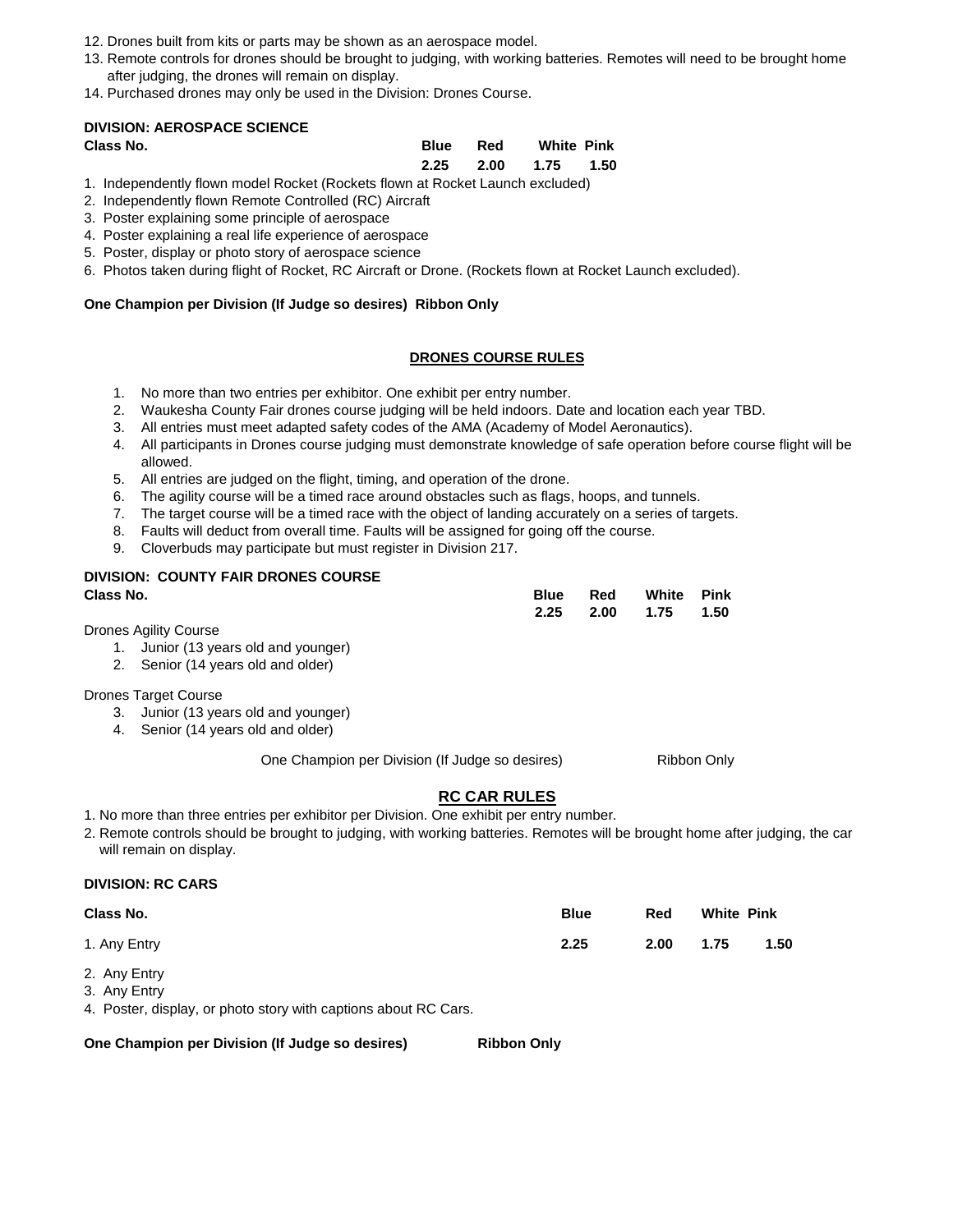12. Drones built from kits or parts may be shown as an aerospace model.
13. Remote controls for drones should be brought to judging, with working batteries. Remotes will need to be brought home after judging, the drones will remain on display.
14. Purchased drones may only be used in the Division: Drones Course.

**DIVISION: AEROSPACE SCIENCE**

| Class No. | Blue | Red | White | Pink |
|---|---|---|---|---|
| | 2.25 | 2.00 | 1.75 | 1.50 |

1. Independently flown model Rocket (Rockets flown at Rocket Launch excluded)
2. Independently flown Remote Controlled (RC) Aircraft
3. Poster explaining some principle of aerospace
4. Poster explaining a real life experience of aerospace
5. Poster, display or photo story of aerospace science
6. Photos taken during flight of Rocket, RC Aircraft or Drone. (Rockets flown at Rocket Launch excluded).

**One Champion per Division (If Judge so desires) Ribbon Only**

## DRONES COURSE RULES

1. No more than two entries per exhibitor. One exhibit per entry number.
2. Waukesha County Fair drones course judging will be held indoors. Date and location each year TBD.
3. All entries must meet adapted safety codes of the AMA (Academy of Model Aeronautics).
4. All participants in Drones course judging must demonstrate knowledge of safe operation before course flight will be allowed.
5. All entries are judged on the flight, timing, and operation of the drone.
6. The agility course will be a timed race around obstacles such as flags, hoops, and tunnels.
7. The target course will be a timed race with the object of landing accurately on a series of targets.
8. Faults will deduct from overall time. Faults will be assigned for going off the course.
9. Cloverbuds may participate but must register in Division 217.

**DIVISION: COUNTY FAIR DRONES COURSE**

| Class No. | Blue | Red | White | Pink |
|---|---|---|---|---|
| | 2.25 | 2.00 | 1.75 | 1.50 |

Drones Agility Course

1. Junior (13 years old and younger)
2. Senior (14 years old and older)

Drones Target Course

3. Junior (13 years old and younger)
4. Senior (14 years old and older)

One Champion per Division (If Judge so desires) Ribbon Only

## RC CAR RULES

1. No more than three entries per exhibitor per Division. One exhibit per entry number.
2. Remote controls should be brought to judging, with working batteries. Remotes will be brought home after judging, the car will remain on display.

**DIVISION: RC CARS**

| Class No. | Blue | Red | White | Pink |
|---|---|---|---|---|
| 1. Any Entry | 2.25 | 2.00 | 1.75 | 1.50 |

2. Any Entry
3. Any Entry
4. Poster, display, or photo story with captions about RC Cars.

**One Champion per Division (If Judge so desires) Ribbon Only**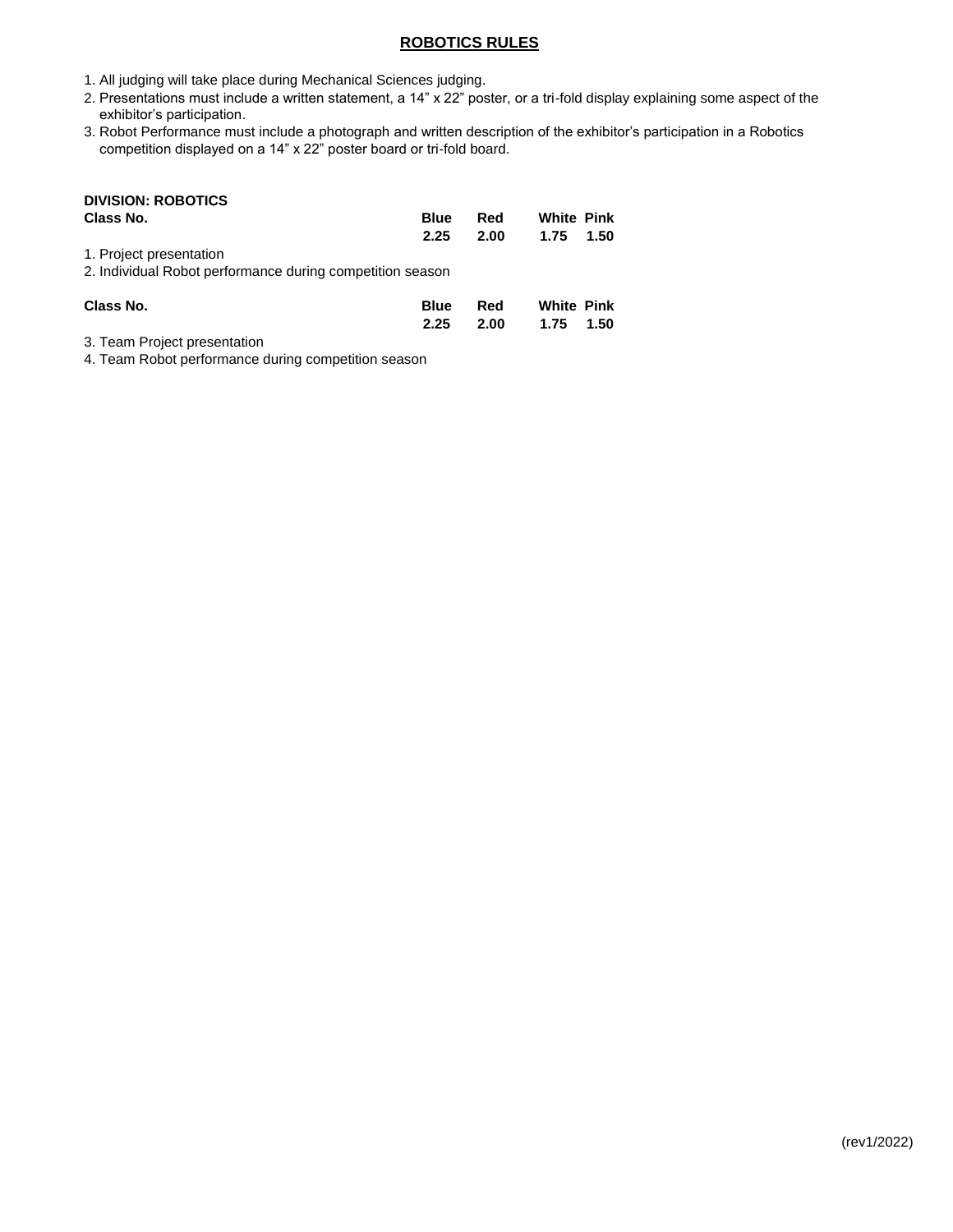## ROBOTICS RULES

1. All judging will take place during Mechanical Sciences judging.
2. Presentations must include a written statement, a 14" x 22" poster, or a tri-fold display explaining some aspect of the exhibitor's participation.
3. Robot Performance must include a photograph and written description of the exhibitor's participation in a Robotics competition displayed on a 14" x 22" poster board or tri-fold board.

**DIVISION: ROBOTICS**

| Class No. | Blue | Red | White | Pink |
|---|---|---|---|---|
| | 2.25 | 2.00 | 1.75 | 1.50 |
| 1. Project presentation | | | | |
| 2. Individual Robot performance during competition season | | | | |

| Class No. | Blue | Red | White | Pink |
|---|---|---|---|---|
| | 2.25 | 2.00 | 1.75 | 1.50 |
| 3. Team Project presentation | | | | |
| 4. Team Robot performance during competition season | | | | |

(rev1/2022)